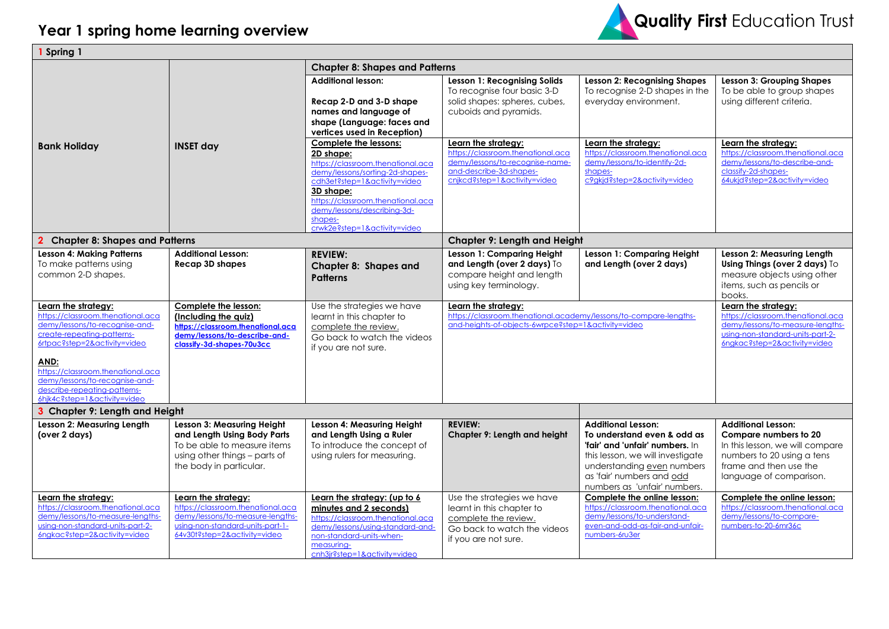# Year 1 spring home learning overview

Quality First Education Trust

| 1 Spring 1 | | | | | |
|---|---|---|---|---|---|
| | | **Chapter 8: Shapes and Patterns** | | | |
| **Bank Holiday** | **INSET day** | **Additional lesson:**<br><br>**Recap 2-D and 3-D shape names and language of shape (Language: faces and vertices used in Reception)** | **Lesson 1: Recognising Solids** To recognise four basic 3-D solid shapes: spheres, cubes, cuboids and pyramids. | **Lesson 2: Recognising Shapes** To recognise 2-D shapes in the everyday environment. | **Lesson 3: Grouping Shapes** To be able to group shapes using different criteria. |
| | | **Complete the lessons:**<br>**2D shape:**<br>https://classroom.thenational.academy/lessons/sorting-2d-shapes-cdh3et?step=1&activity=video<br>**3D shape:**<br>https://classroom.thenational.academy/lessons/describing-3d-shapes-crwk2e?step=1&activity=video | **Learn the strategy:**<br>https://classroom.thenational.academy/lessons/to-recognise-name-and-describe-3d-shapes-cnjkcd?step=1&activity=video | **Learn the strategy:**<br>https://classroom.thenational.academy/lessons/to-identify-2d-shapes-c9gkjd?step=2&activity=video | **Learn the strategy:**<br>https://classroom.thenational.academy/lessons/to-describe-and-classify-2d-shapes-64ukjd?step=2&activity=video |
| **2 Chapter 8: Shapes and Patterns** | | | **Chapter 9: Length and Height** | | |
| **Lesson 4: Making Patterns** To make patterns using common 2-D shapes. | **Additional Lesson: Recap 3D shapes** | **REVIEW: Chapter 8: Shapes and Patterns** | **Lesson 1: Comparing Height and Length (over 2 days)** To compare height and length using key terminology. | **Lesson 1: Comparing Height and Length (over 2 days)** | **Lesson 2: Measuring Length Using Things (over 2 days)** To measure objects using other items, such as pencils or books. |
| **Learn the strategy:**<br>https://classroom.thenational.academy/lessons/to-recognise-and-create-repeating-patterns-6rtpac?step=2&activity=video<br><br>**AND:**<br>https://classroom.thenational.academy/lessons/to-recognise-and-describe-repeating-patterns-6hjk4c?step=1&activity=video | **Complete the lesson: (Including the quiz)**<br>**https://classroom.thenational.academy/lessons/to-describe-and-classify-3d-shapes-70u3cc** | Use the strategies we have learnt in this chapter to complete the review. Go back to watch the videos if you are not sure. | **Learn the strategy:**<br>https://classroom.thenational.academy/lessons/to-compare-lengths-and-heights-of-objects-6wrpce?step=1&activity=video | | **Learn the strategy:**<br>https://classroom.thenational.academy/lessons/to-measure-lengths-using-non-standard-units-part-2-6ngkac?step=2&activity=video |
| **3 Chapter 9: Length and Height** | | | | | |
| **Lesson 2: Measuring Length (over 2 days)** | **Lesson 3: Measuring Height and Length Using Body Parts** To be able to measure items using other things – parts of the body in particular. | **Lesson 4: Measuring Height and Length Using a Ruler** To introduce the concept of using rulers for measuring. | **REVIEW: Chapter 9: Length and height** | **Additional Lesson: To understand even & odd as 'fair' and 'unfair' numbers.** In this lesson, we will investigate understanding even numbers as 'fair' numbers and odd numbers as 'unfair' numbers. | **Additional Lesson: Compare numbers to 20** In this lesson, we will compare numbers to 20 using a tens frame and then use the language of comparison. |
| **Learn the strategy:**<br>https://classroom.thenational.academy/lessons/to-measure-lengths-using-non-standard-units-part-2-6ngkac?step=2&activity=video | **Learn the strategy:**<br>https://classroom.thenational.academy/lessons/to-measure-lengths-using-non-standard-units-part-1-64v30t?step=2&activity=video | **Learn the strategy: (up to 6 minutes and 2 seconds)**<br>https://classroom.thenational.academy/lessons/using-standard-and-non-standard-units-when-measuring-cnh3jr?step=1&activity=video | Use the strategies we have learnt in this chapter to complete the review. Go back to watch the videos if you are not sure. | **Complete the online lesson:**<br>https://classroom.thenational.academy/lessons/to-understand-even-and-odd-as-fair-and-unfair-numbers-6ru3er | **Complete the online lesson:**<br>https://classroom.thenational.academy/lessons/to-compare-numbers-to-20-6mr36c |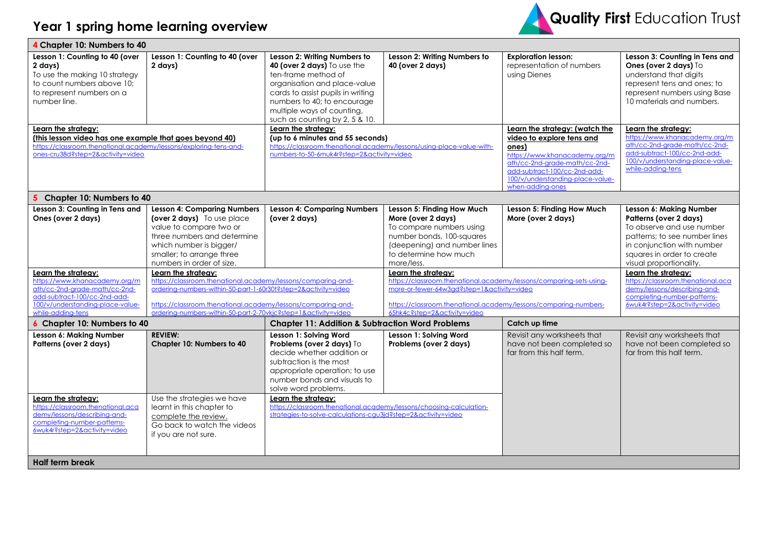# Year 1 spring home learning overview

Quality First Education Trust

| 4 Chapter 10: Numbers to 40 | | | | | |
|---|---|---|---|---|---|
| **Lesson 1: Counting to 40 (over 2 days)** To use the making 10 strategy to count numbers above 10; to represent numbers on a number line. | **Lesson 1: Counting to 40 (over 2 days)** | **Lesson 2: Writing Numbers to 40 (over 2 days)** To use the ten-frame method of organisation and place-value cards to assist pupils in writing numbers to 40; to encourage multiple ways of counting, such as counting by 2, 5 & 10. | **Lesson 2: Writing Numbers to 40 (over 2 days)** | **Exploration lesson:** representation of numbers using Dienes | **Lesson 3: Counting in Tens and Ones (over 2 days)** To understand that digits represent tens and ones; to represent numbers using Base 10 materials and numbers. |
| **Learn the strategy:** **(this lesson video has one example that goes beyond 40)** https://classroom.thenational.academy/lessons/exploring-tens-and-ones-cru38d?step=2&activity=video | | **Learn the strategy:** **(up to 6 minutes and 55 seconds)** https://classroom.thenational.academy/lessons/using-place-value-with-numbers-to-50-6muk4r?step=2&activity=video | | **Learn the strategy: (watch the video to explore tens and ones)** https://www.khanacademy.org/math/cc-2nd-grade-math/cc-2nd-add-subtract-100/cc-2nd-add-100/v/understanding-place-value-when-adding-ones | **Learn the strategy:** https://www.khanacademy.org/math/cc-2nd-grade-math/cc-2nd-add-subtract-100/cc-2nd-add-100/v/understanding-place-value-while-adding-tens |
| **5 Chapter 10: Numbers to 40** | | | | | |
| **Lesson 3: Counting in Tens and Ones (over 2 days)** | **Lesson 4: Comparing Numbers (over 2 days)** To use place value to compare two or three numbers and determine which number is bigger/ smaller; to arrange three numbers in order of size. | **Lesson 4: Comparing Numbers (over 2 days)** | **Lesson 5: Finding How Much More (over 2 days)** To compare numbers using number bonds, 100-squares (deepening) and number lines to determine how much more/less. | **Lesson 5: Finding How Much More (over 2 days)** | **Lesson 6: Making Number Patterns (over 2 days)** To observe and use number patterns; to see number lines in conjunction with number squares in order to create visual proportionality. |
| **Learn the strategy:** https://www.khanacademy.org/math/cc-2nd-grade-math/cc-2nd-add-subtract-100/cc-2nd-add-100/v/understanding-place-value-while-adding-tens | **Learn the strategy:** https://classroom.thenational.academy/lessons/comparing-and-ordering-numbers-within-50-part-1-60r30t?step=2&activity=video https://classroom.thenational.academy/lessons/comparing-and-ordering-numbers-within-50-part-2-70vkjc?step=1&activity=video | | **Learn the strategy:** https://classroom.thenational.academy/lessons/comparing-sets-using-more-or-fewer-64w3gd?step=1&activity=video https://classroom.thenational.academy/lessons/comparing-numbers-65hk4c?step=2&activity=video | | **Learn the strategy:** https://classroom.thenational.academy/lessons/describing-and-completing-number-patterns-6wuk4r?step=2&activity=video |
| **6 Chapter 10: Numbers to 40** | | **Chapter 11: Addition & Subtraction Word Problems** | | **Catch up time** | |
| **Lesson 6: Making Number Patterns (over 2 days)** | **REVIEW: Chapter 10: Numbers to 40** | **Lesson 1: Solving Word Problems (over 2 days)** To decide whether addition or subtraction is the most appropriate operation; to use number bonds and visuals to solve word problems. | **Lesson 1: Solving Word Problems (over 2 days)** | Revisit any worksheets that have not been completed so far from this half term. | Revisit any worksheets that have not been completed so far from this half term. |
| **Learn the strategy:** https://classroom.thenational.academy/lessons/describing-and-completing-number-patterns-6wuk4r?step=2&activity=video | Use the strategies we have learnt in this chapter to complete the review. Go back to watch the videos if you are not sure. | **Learn the strategy:** https://classroom.thenational.academy/lessons/choosing-calculation-strategies-to-solve-calculations-cgu3jd?step=2&activity=video | | | |
| **Half term break** | | | | | |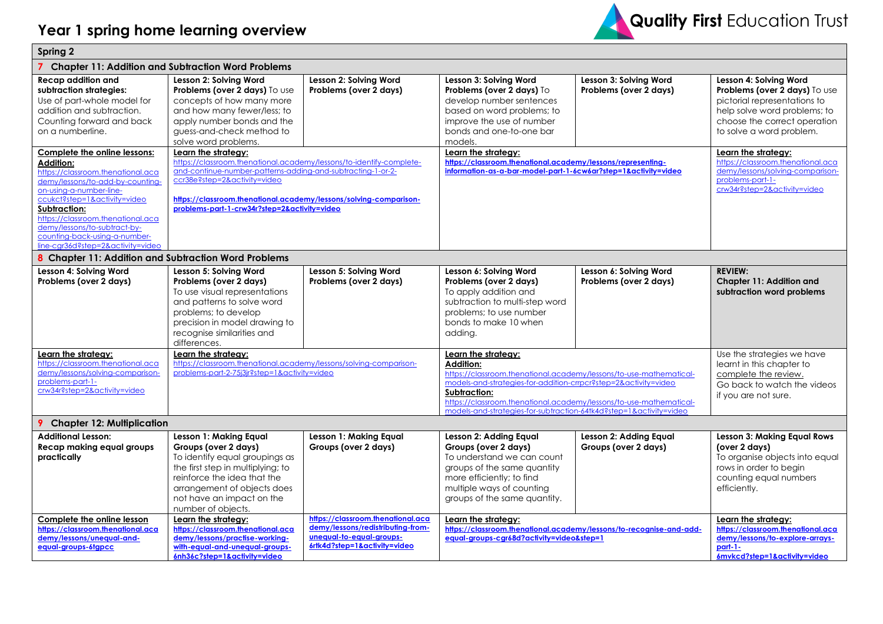# Year 1 spring home learning overview

Quality First Education Trust

| Spring 2 | | | | | |
|---|---|---|---|---|---|
| **7 Chapter 11: Addition and Subtraction Word Problems** | | | | | |
| **Recap addition and subtraction strategies:** Use of part-whole model for addition and subtraction. Counting forward and back on a numberline. | **Lesson 2: Solving Word Problems (over 2 days)** To use concepts of how many more and how many fewer/less; to apply number bonds and the guess-and-check method to solve word problems. | **Lesson 2: Solving Word Problems (over 2 days)** | **Lesson 3: Solving Word Problems (over 2 days)** To develop number sentences based on word problems; to improve the use of number bonds and one-to-one bar models. | **Lesson 3: Solving Word Problems (over 2 days)** | **Lesson 4: Solving Word Problems (over 2 days)** To use pictorial representations to help solve word problems; to choose the correct operation to solve a word problem. |
| **Complete the online lessons:** **Addition:** https://classroom.thenational.academy/lessons/to-add-by-counting-on-using-a-number-line-ccukct?step=1&activity=video **Subtraction:** https://classroom.thenational.academy/lessons/to-subtract-by-counting-back-using-a-number-line-cgr36d?step=2&activity=video | **Learn the strategy:** https://classroom.thenational.academy/lessons/to-identify-complete-and-continue-number-patterns-adding-and-subtracting-1-or-2-ccr38e?step=2&activity=video **https://classroom.thenational.academy/lessons/solving-comparison-problems-part-1-crw34r?step=2&activity=video** | | **Learn the strategy:** **https://classroom.thenational.academy/lessons/representing-information-as-a-bar-model-part-1-6cw6ar?step=1&activity=video** | | **Learn the strategy:** https://classroom.thenational.academy/lessons/solving-comparison-problems-part-1-crw34r?step=2&activity=video |
| **8 Chapter 11: Addition and Subtraction Word Problems** | | | | | |
| **Lesson 4: Solving Word Problems (over 2 days)** | **Lesson 5: Solving Word Problems (over 2 days)** To use visual representations and patterns to solve word problems; to develop precision in model drawing to recognise similarities and differences. | **Lesson 5: Solving Word Problems (over 2 days)** | **Lesson 6: Solving Word Problems (over 2 days)** To apply addition and subtraction to multi-step word problems; to use number bonds to make 10 when adding. | **Lesson 6: Solving Word Problems (over 2 days)** | **REVIEW: Chapter 11: Addition and subtraction word problems** |
| **Learn the strategy:** https://classroom.thenational.academy/lessons/solving-comparison-problems-part-1-crw34r?step=2&activity=video | **Learn the strategy:** https://classroom.thenational.academy/lessons/solving-comparison-problems-part-2-75j3jr?step=1&activity=video | | **Learn the strategy:** **Addition:** https://classroom.thenational.academy/lessons/to-use-mathematical-models-and-strategies-for-addition-crrpcr?step=2&activity=video **Subtraction:** https://classroom.thenational.academy/lessons/to-use-mathematical-models-and-strategies-for-subtraction-64tk4d?step=1&activity=video | | Use the strategies we have learnt in this chapter to complete the review. Go back to watch the videos if you are not sure. |
| **9 Chapter 12: Multiplication** | | | | | |
| **Additional Lesson: Recap making equal groups practically** | **Lesson 1: Making Equal Groups (over 2 days)** To identify equal groupings as the first step in multiplying; to reinforce the idea that the arrangement of objects does not have an impact on the number of objects. | **Lesson 1: Making Equal Groups (over 2 days)** | **Lesson 2: Adding Equal Groups (over 2 days)** To understand we can count groups of the same quantity more efficiently; to find multiple ways of counting groups of the same quantity. | **Lesson 2: Adding Equal Groups (over 2 days)** | **Lesson 3: Making Equal Rows (over 2 days)** To organise objects into equal rows in order to begin counting equal numbers efficiently. |
| **Complete the online lesson** **https://classroom.thenational.academy/lessons/unequal-and-equal-groups-6tgpcc** | **Learn the strategy:** **https://classroom.thenational.academy/lessons/practise-working-with-equal-and-unequal-groups-6nh36c?step=1&activity=video** | **https://classroom.thenational.academy/lessons/redistributing-from-unequal-to-equal-groups-6rtk4d?step=1&activity=video** | **Learn the strategy:** **https://classroom.thenational.academy/lessons/to-recognise-and-add-equal-groups-cgr68d?activity=video&step=1** | | **Learn the strategy:** **https://classroom.thenational.academy/lessons/to-explore-arrays-part-1-6mvkcd?step=1&activity=video** |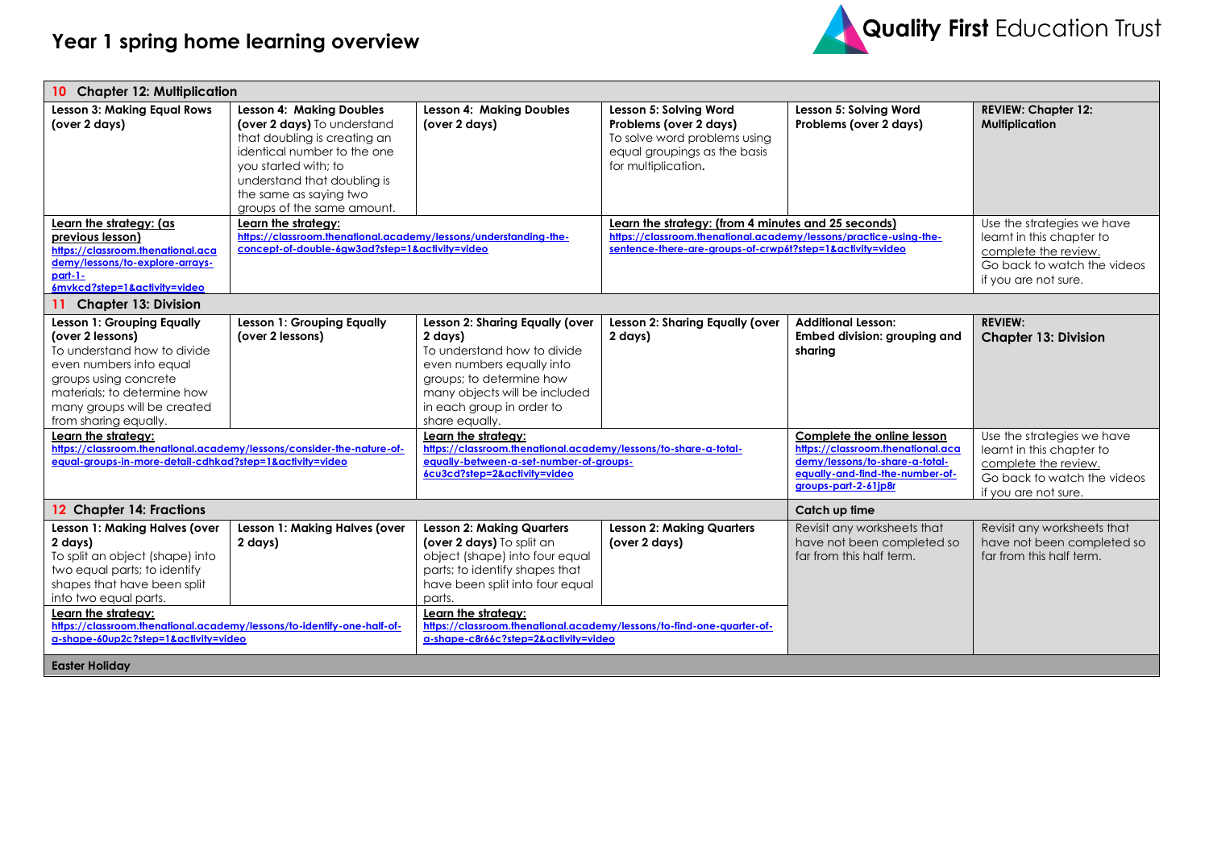# Year 1 spring home learning overview

Quality First Education Trust

| | | | | | |
|---|---|---|---|---|---|
| **10 Chapter 12: Multiplication** | | | | | |
| **Lesson 3: Making Equal Rows (over 2 days)** | **Lesson 4: Making Doubles (over 2 days)** To understand that doubling is creating an identical number to the one you started with; to understand that doubling is the same as saying two groups of the same amount. | **Lesson 4: Making Doubles (over 2 days)** | **Lesson 5: Solving Word Problems (over 2 days)** To solve word problems using equal groupings as the basis for multiplication. | **Lesson 5: Solving Word Problems (over 2 days)** | **REVIEW: Chapter 12: Multiplication** |
| Learn the strategy: (as previous lesson) https://classroom.thenational.academy/lessons/to-explore-arrays-part-1-6mvkcd?step=1&activity=video | Learn the strategy: https://classroom.thenational.academy/lessons/understanding-the-concept-of-double-6gw3ad?step=1&activity=video | | Learn the strategy: (from 4 minutes and 25 seconds) https://classroom.thenational.academy/lessons/practice-using-the-sentence-there-are-groups-of-crwp6t?step=1&activity=video | | Use the strategies we have learnt in this chapter to complete the review. Go back to watch the videos if you are not sure. |
| **11 Chapter 13: Division** | | | | | |
| **Lesson 1: Grouping Equally (over 2 lessons)** To understand how to divide even numbers into equal groups using concrete materials; to determine how many groups will be created from sharing equally. | **Lesson 1: Grouping Equally (over 2 lessons)** | **Lesson 2: Sharing Equally (over 2 days)** To understand how to divide even numbers equally into groups; to determine how many objects will be included in each group in order to share equally. | **Lesson 2: Sharing Equally (over 2 days)** | **Additional Lesson: Embed division: grouping and sharing** | **REVIEW: Chapter 13: Division** |
| Learn the strategy: https://classroom.thenational.academy/lessons/consider-the-nature-of-equal-groups-in-more-detail-cdhkad?step=1&activity=video | | Learn the strategy: https://classroom.thenational.academy/lessons/to-share-a-total-equally-between-a-set-number-of-groups-6cu3cd?step=2&activity=video | | Complete the online lesson https://classroom.thenational.academy/lessons/to-share-a-total-equally-and-find-the-number-of-groups-part-2-61jp8r | Use the strategies we have learnt in this chapter to complete the review. Go back to watch the videos if you are not sure. |
| **12 Chapter 14: Fractions** | | | | **Catch up time** | |
| **Lesson 1: Making Halves (over 2 days)** To split an object (shape) into two equal parts; to identify shapes that have been split into two equal parts. | **Lesson 1: Making Halves (over 2 days)** | **Lesson 2: Making Quarters (over 2 days)** To split an object (shape) into four equal parts; to identify shapes that have been split into four equal parts. | **Lesson 2: Making Quarters (over 2 days)** | Revisit any worksheets that have not been completed so far from this half term. | Revisit any worksheets that have not been completed so far from this half term. |
| Learn the strategy: https://classroom.thenational.academy/lessons/to-identify-one-half-of-a-shape-60up2c?step=1&activity=video | | Learn the strategy: https://classroom.thenational.academy/lessons/to-find-one-quarter-of-a-shape-c8r66c?step=2&activity=video | | | |
| **Easter Holiday** | | | | | |